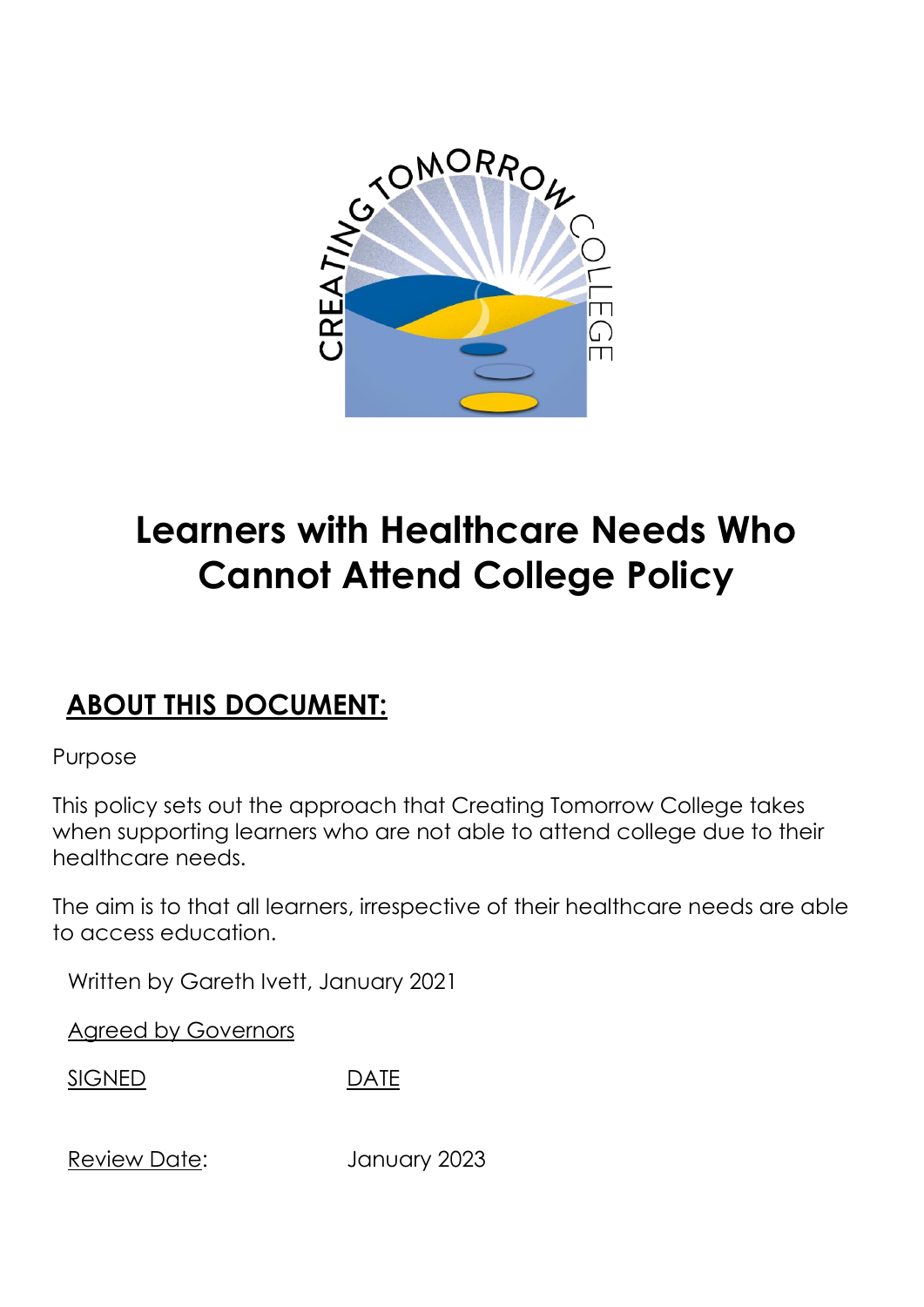# Learners with Healthcare Needs Who Cannot Attend College Policy

## ABOUT THIS DOCUMENT:

Purpose

This policy sets out the approach that Creating Tomorrow College takes when supporting learners who are not able to attend college due to their healthcare needs.

The aim is to that all learners, irrespective of their healthcare needs are able to access education.

Written by Gareth Ivett, January 2021

Agreed by Governors

SIGNED DATE

Review Date: January 2023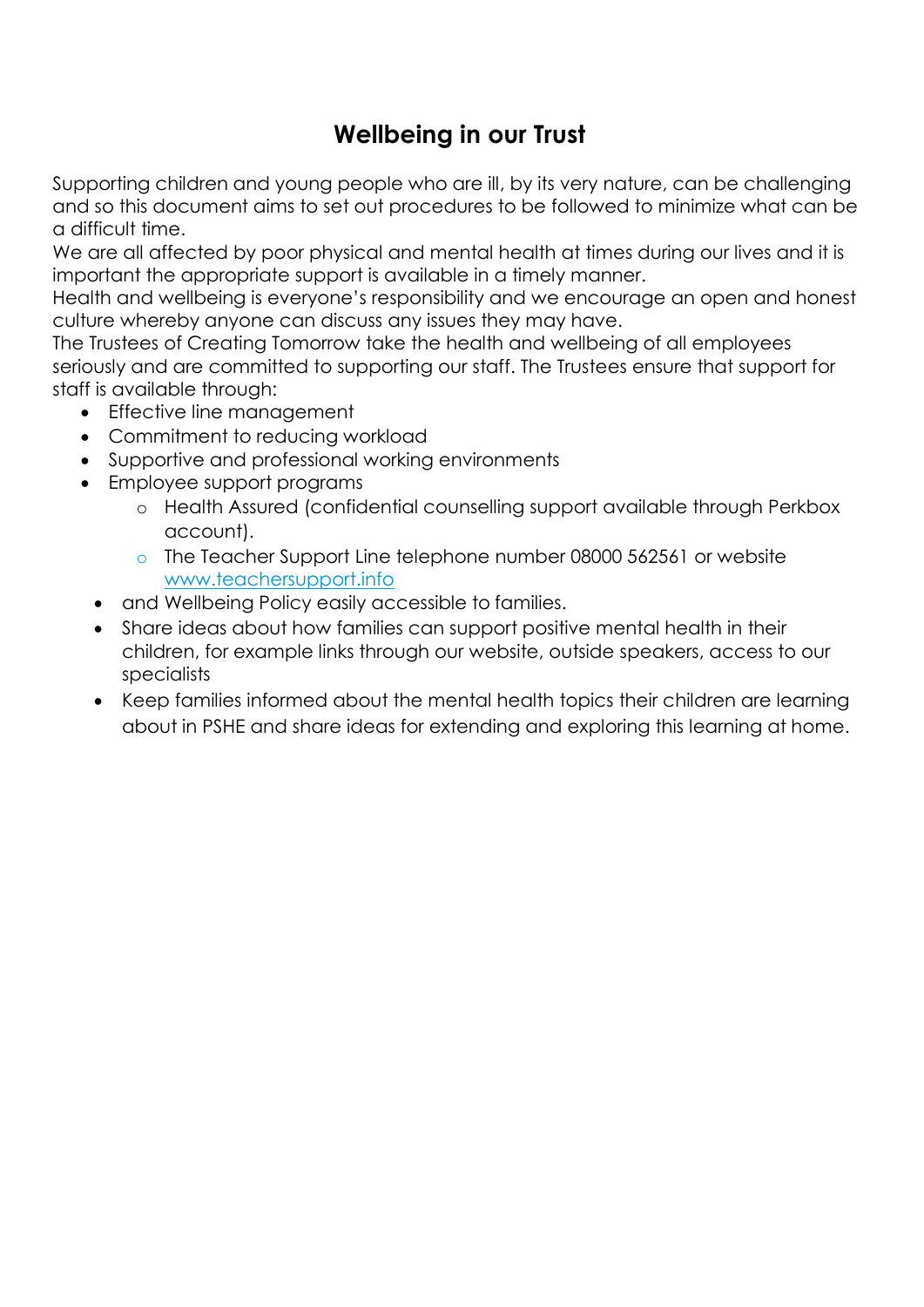## Wellbeing in our Trust

Supporting children and young people who are ill, by its very nature, can be challenging and so this document aims to set out procedures to be followed to minimize what can be a difficult time.

We are all affected by poor physical and mental health at times during our lives and it is important the appropriate support is available in a timely manner.

Health and wellbeing is everyone's responsibility and we encourage an open and honest culture whereby anyone can discuss any issues they may have.

The Trustees of Creating Tomorrow take the health and wellbeing of all employees seriously and are committed to supporting our staff. The Trustees ensure that support for staff is available through:

- Effective line management
- Commitment to reducing workload
- Supportive and professional working environments
- Employee support programs
  - Health Assured (confidential counselling support available through Perkbox account).
  - The Teacher Support Line telephone number 08000 562561 or website www.teachersupport.info
- and Wellbeing Policy easily accessible to families.
- Share ideas about how families can support positive mental health in their children, for example links through our website, outside speakers, access to our specialists
- Keep families informed about the mental health topics their children are learning about in PSHE and share ideas for extending and exploring this learning at home.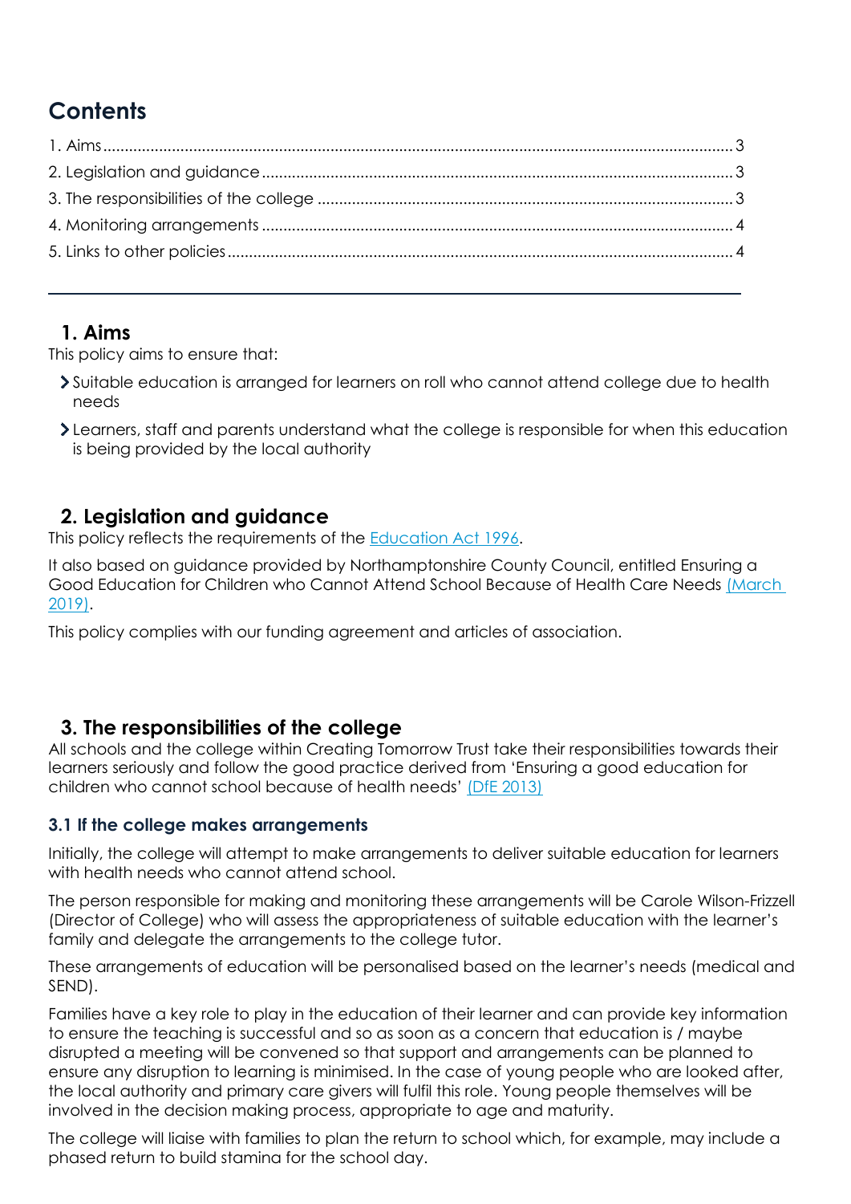## Contents

1. Aims ........................................................................................................................................ 3
2. Legislation and guidance ................................................................................................... 3
3. The responsibilities of the college ..................................................................................... 3
4. Monitoring arrangements .................................................................................................. 4
5. Links to other policies ........................................................................................................ 4

---

## 1. Aims

This policy aims to ensure that:

- Suitable education is arranged for learners on roll who cannot attend college due to health needs
- Learners, staff and parents understand what the college is responsible for when this education is being provided by the local authority

## 2. Legislation and guidance

This policy reflects the requirements of the Education Act 1996.

It also based on guidance provided by Northamptonshire County Council, entitled Ensuring a Good Education for Children who Cannot Attend School Because of Health Care Needs (March 2019).

This policy complies with our funding agreement and articles of association.

## 3. The responsibilities of the college

All schools and the college within Creating Tomorrow Trust take their responsibilities towards their learners seriously and follow the good practice derived from 'Ensuring a good education for children who cannot school because of health needs' (DfE 2013)

### 3.1 If the college makes arrangements

Initially, the college will attempt to make arrangements to deliver suitable education for learners with health needs who cannot attend school.

The person responsible for making and monitoring these arrangements will be Carole Wilson-Frizzell (Director of College) who will assess the appropriateness of suitable education with the learner's family and delegate the arrangements to the college tutor.

These arrangements of education will be personalised based on the learner's needs (medical and SEND).

Families have a key role to play in the education of their learner and can provide key information to ensure the teaching is successful and so as soon as a concern that education is / maybe disrupted a meeting will be convened so that support and arrangements can be planned to ensure any disruption to learning is minimised. In the case of young people who are looked after, the local authority and primary care givers will fulfil this role. Young people themselves will be involved in the decision making process, appropriate to age and maturity.

The college will liaise with families to plan the return to school which, for example, may include a phased return to build stamina for the school day.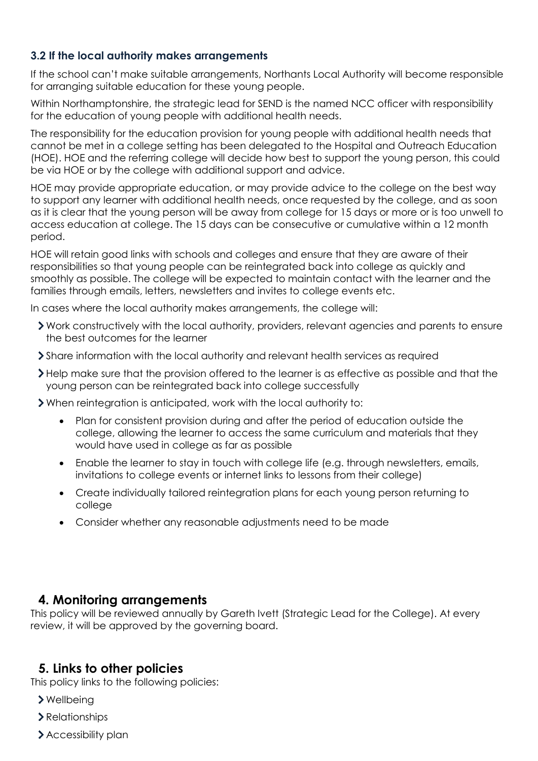### 3.2 If the local authority makes arrangements

If the school can't make suitable arrangements, Northants Local Authority will become responsible for arranging suitable education for these young people.

Within Northamptonshire, the strategic lead for SEND is the named NCC officer with responsibility for the education of young people with additional health needs.

The responsibility for the education provision for young people with additional health needs that cannot be met in a college setting has been delegated to the Hospital and Outreach Education (HOE). HOE and the referring college will decide how best to support the young person, this could be via HOE or by the college with additional support and advice.

HOE may provide appropriate education, or may provide advice to the college on the best way to support any learner with additional health needs, once requested by the college, and as soon as it is clear that the young person will be away from college for 15 days or more or is too unwell to access education at college. The 15 days can be consecutive or cumulative within a 12 month period.

HOE will retain good links with schools and colleges and ensure that they are aware of their responsibilities so that young people can be reintegrated back into college as quickly and smoothly as possible. The college will be expected to maintain contact with the learner and the families through emails, letters, newsletters and invites to college events etc.

In cases where the local authority makes arrangements, the college will:

- Work constructively with the local authority, providers, relevant agencies and parents to ensure the best outcomes for the learner
- Share information with the local authority and relevant health services as required
- Help make sure that the provision offered to the learner is as effective as possible and that the young person can be reintegrated back into college successfully
- When reintegration is anticipated, work with the local authority to:
  - Plan for consistent provision during and after the period of education outside the college, allowing the learner to access the same curriculum and materials that they would have used in college as far as possible
  - Enable the learner to stay in touch with college life (e.g. through newsletters, emails, invitations to college events or internet links to lessons from their college)
  - Create individually tailored reintegration plans for each young person returning to college
  - Consider whether any reasonable adjustments need to be made

## 4. Monitoring arrangements

This policy will be reviewed annually by Gareth Ivett (Strategic Lead for the College). At every review, it will be approved by the governing board.

## 5. Links to other policies

This policy links to the following policies:

- Wellbeing
- Relationships
- Accessibility plan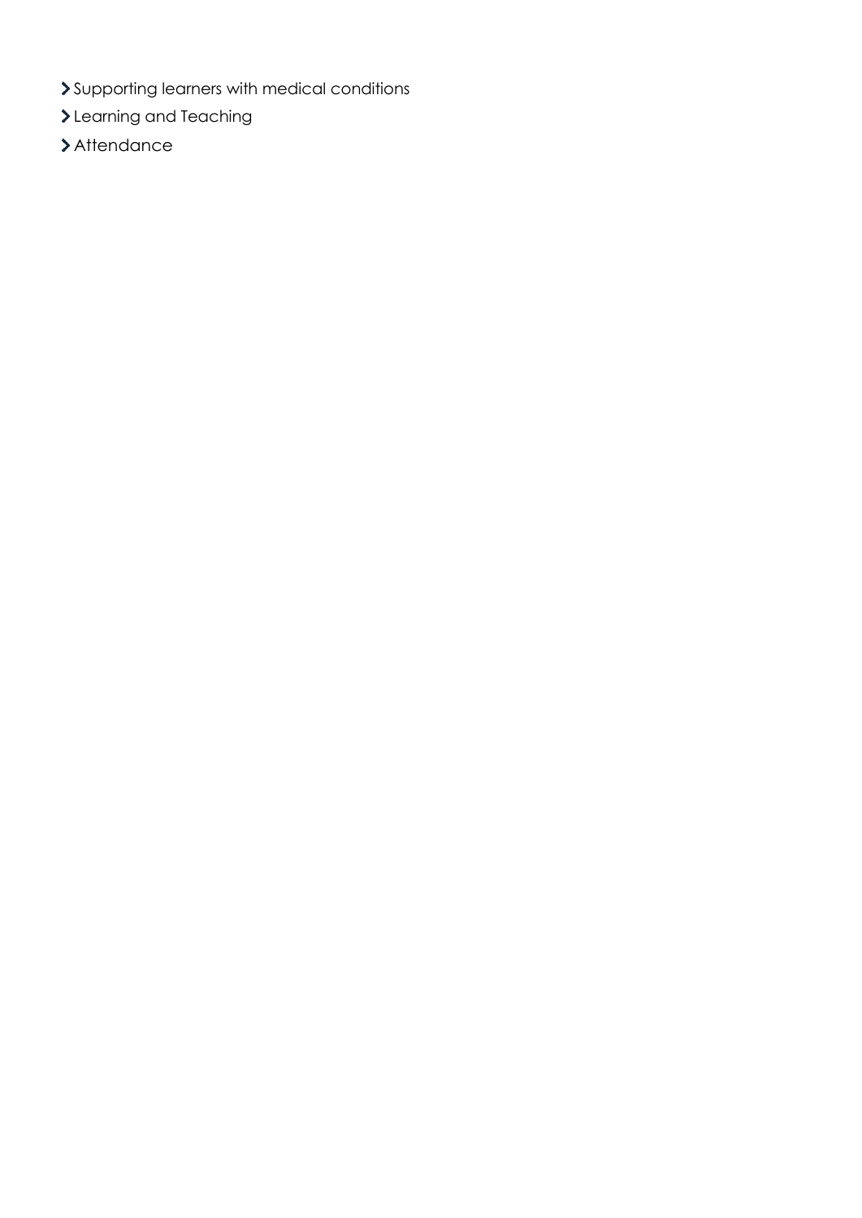- Supporting learners with medical conditions
- Learning and Teaching
- Attendance